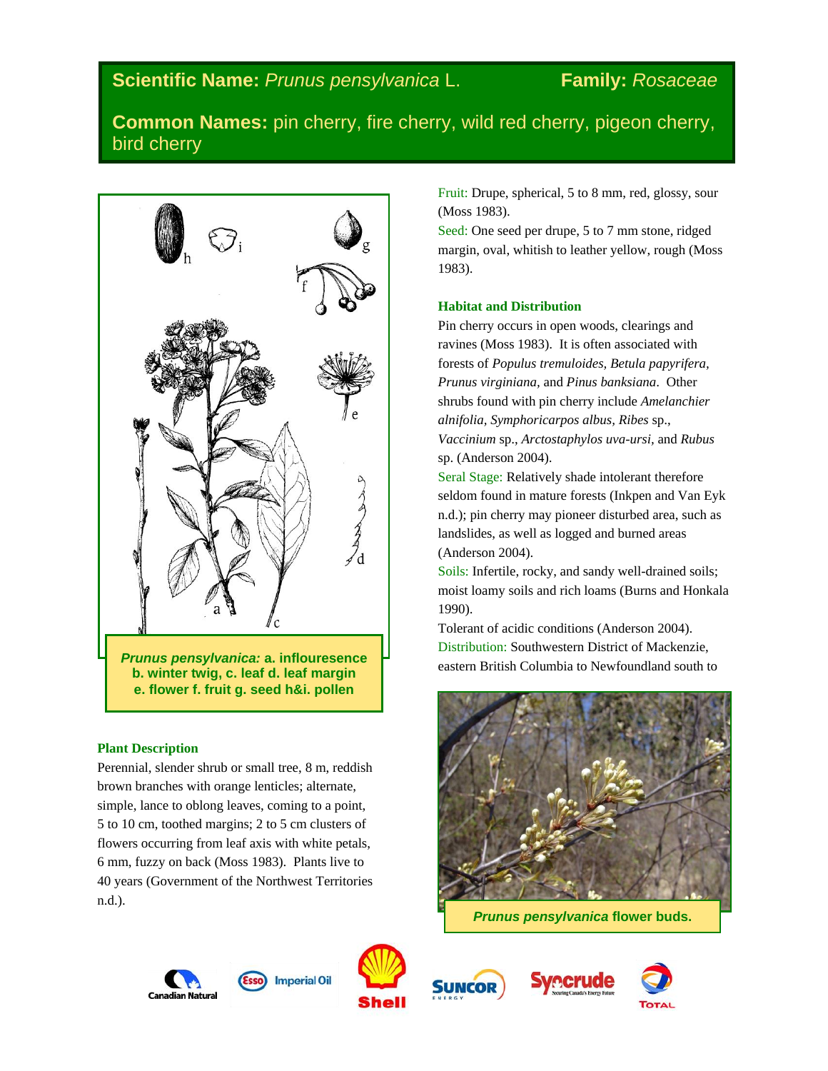# Scientific Name: *Prunus pensylvanica* L. — Family: *Rosaceae*

**Common Names:** pin cherry, fire cherry, wild red cherry, pigeon cherry, bird cherry

***Prunus pensylvanica:*** **a. inflouresence b. winter twig, c. leaf d. leaf margin e. flower f. fruit g. seed h&i. pollen**

### Plant Description

Perennial, slender shrub or small tree, 8 m, reddish brown branches with orange lenticles; alternate, simple, lance to oblong leaves, coming to a point, 5 to 10 cm, toothed margins; 2 to 5 cm clusters of flowers occurring from leaf axis with white petals, 6 mm, fuzzy on back (Moss 1983). Plants live to 40 years (Government of the Northwest Territories n.d.).

Fruit: Drupe, spherical, 5 to 8 mm, red, glossy, sour (Moss 1983).

Seed: One seed per drupe, 5 to 7 mm stone, ridged margin, oval, whitish to leather yellow, rough (Moss 1983).

### Habitat and Distribution

Pin cherry occurs in open woods, clearings and ravines (Moss 1983). It is often associated with forests of *Populus tremuloides, Betula papyrifera, Prunus virginiana,* and *Pinus banksiana*. Other shrubs found with pin cherry include *Amelanchier alnifolia, Symphoricarpos albus, Ribes* sp., *Vaccinium* sp., *Arctostaphylos uva-ursi,* and *Rubus* sp. (Anderson 2004).

Seral Stage: Relatively shade intolerant therefore seldom found in mature forests (Inkpen and Van Eyk n.d.); pin cherry may pioneer disturbed area, such as landslides, as well as logged and burned areas (Anderson 2004).

Soils: Infertile, rocky, and sandy well-drained soils; moist loamy soils and rich loams (Burns and Honkala 1990).

Tolerant of acidic conditions (Anderson 2004).

Distribution: Southwestern District of Mackenzie, eastern British Columbia to Newfoundland south to

***Prunus pensylvanica*** **flower buds.**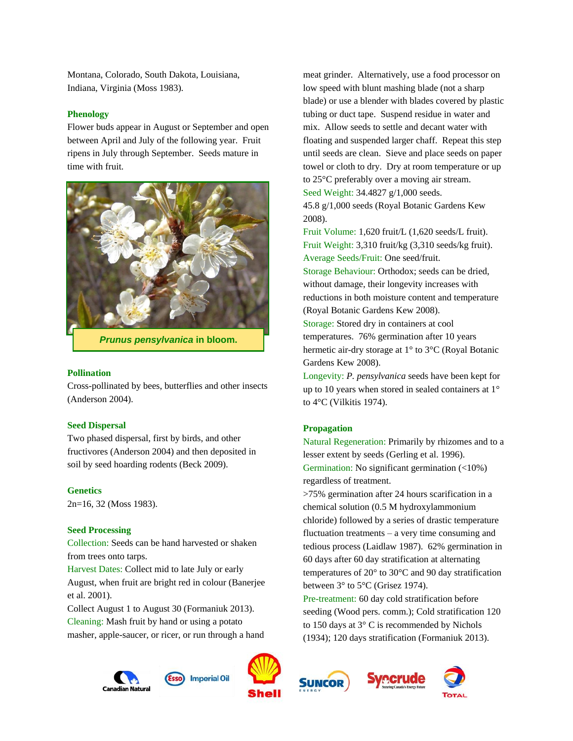Montana, Colorado, South Dakota, Louisiana, Indiana, Virginia (Moss 1983).

**Phenology**

Flower buds appear in August or September and open between April and July of the following year. Fruit ripens in July through September. Seeds mature in time with fruit.

***Prunus pensylvanica* in bloom.**

**Pollination**

Cross-pollinated by bees, butterflies and other insects (Anderson 2004).

**Seed Dispersal**

Two phased dispersal, first by birds, and other fructivores (Anderson 2004) and then deposited in soil by seed hoarding rodents (Beck 2009).

**Genetics**

2n=16, 32 (Moss 1983).

**Seed Processing**

Collection: Seeds can be hand harvested or shaken from trees onto tarps.

Harvest Dates: Collect mid to late July or early August, when fruit are bright red in colour (Banerjee et al. 2001).

Collect August 1 to August 30 (Formaniuk 2013).

Cleaning: Mash fruit by hand or using a potato masher, apple-saucer, or ricer, or run through a hand meat grinder. Alternatively, use a food processor on low speed with blunt mashing blade (not a sharp blade) or use a blender with blades covered by plastic tubing or duct tape. Suspend residue in water and mix. Allow seeds to settle and decant water with floating and suspended larger chaff. Repeat this step until seeds are clean. Sieve and place seeds on paper towel or cloth to dry. Dry at room temperature or up to 25°C preferably over a moving air stream.

Seed Weight: 34.4827 g/1,000 seeds.

45.8 g/1,000 seeds (Royal Botanic Gardens Kew 2008).

Fruit Volume: 1,620 fruit/L (1,620 seeds/L fruit).

Fruit Weight: 3,310 fruit/kg (3,310 seeds/kg fruit).

Average Seeds/Fruit: One seed/fruit.

Storage Behaviour: Orthodox; seeds can be dried, without damage, their longevity increases with reductions in both moisture content and temperature (Royal Botanic Gardens Kew 2008).

Storage: Stored dry in containers at cool temperatures. 76% germination after 10 years hermetic air-dry storage at 1° to 3°C (Royal Botanic Gardens Kew 2008).

Longevity: *P. pensylvanica* seeds have been kept for up to 10 years when stored in sealed containers at 1° to 4°C (Vilkitis 1974).

**Propagation**

Natural Regeneration: Primarily by rhizomes and to a lesser extent by seeds (Gerling et al. 1996).

Germination: No significant germination (<10%) regardless of treatment.

>75% germination after 24 hours scarification in a chemical solution (0.5 M hydroxylammonium chloride) followed by a series of drastic temperature fluctuation treatments – a very time consuming and tedious process (Laidlaw 1987). 62% germination in 60 days after 60 day stratification at alternating temperatures of 20° to 30°C and 90 day stratification between 3° to 5°C (Grisez 1974).

Pre-treatment: 60 day cold stratification before seeding (Wood pers. comm.); Cold stratification 120 to 150 days at 3° C is recommended by Nichols (1934); 120 days stratification (Formaniuk 2013).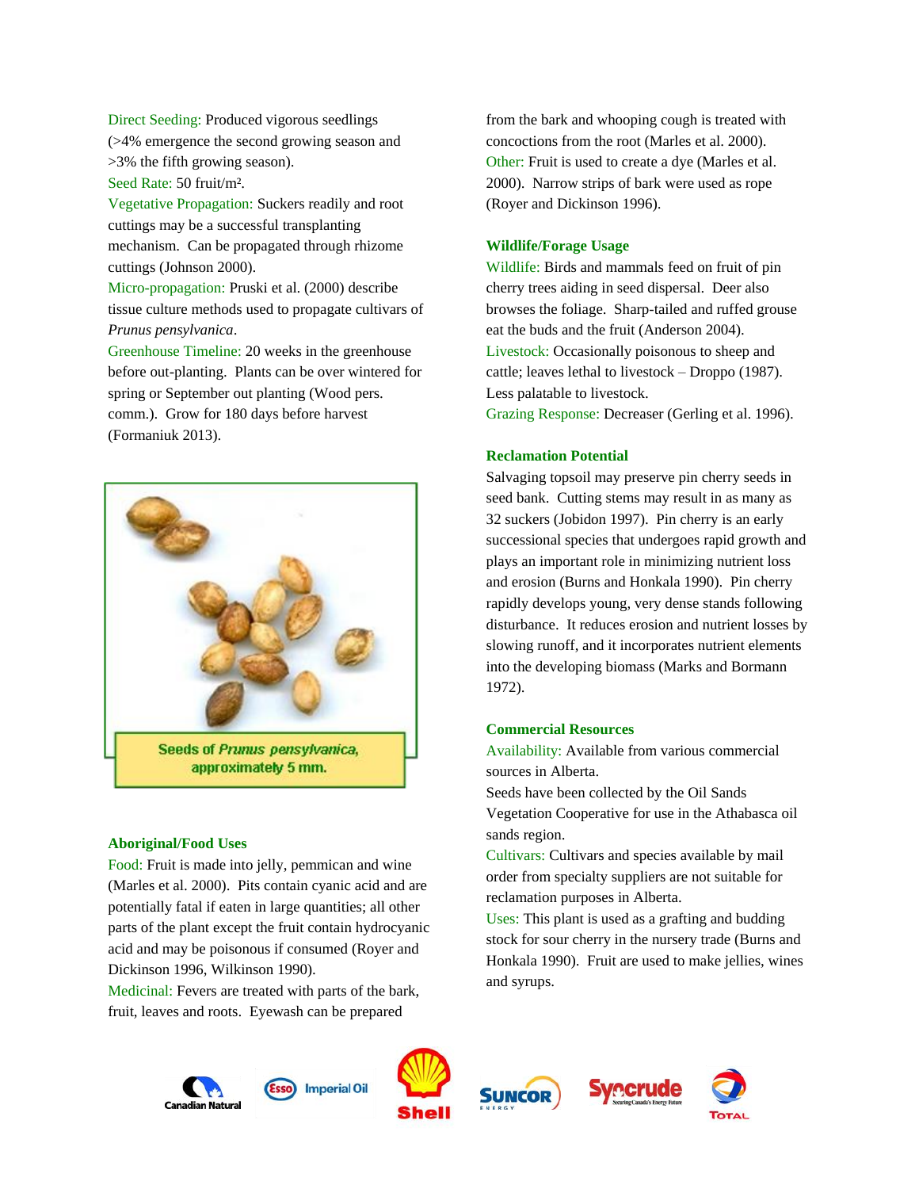Direct Seeding: Produced vigorous seedlings (>4% emergence the second growing season and >3% the fifth growing season).

Seed Rate: 50 fruit/m².

Vegetative Propagation: Suckers readily and root cuttings may be a successful transplanting mechanism. Can be propagated through rhizome cuttings (Johnson 2000).

Micro-propagation: Pruski et al. (2000) describe tissue culture methods used to propagate cultivars of *Prunus pensylvanica*.

Greenhouse Timeline: 20 weeks in the greenhouse before out-planting. Plants can be over wintered for spring or September out planting (Wood pers. comm.). Grow for 180 days before harvest (Formaniuk 2013).

Seeds of *Prunus pensylvanica*, approximately 5 mm.

### Aboriginal/Food Uses

Food: Fruit is made into jelly, pemmican and wine (Marles et al. 2000). Pits contain cyanic acid and are potentially fatal if eaten in large quantities; all other parts of the plant except the fruit contain hydrocyanic acid and may be poisonous if consumed (Royer and Dickinson 1996, Wilkinson 1990).

Medicinal: Fevers are treated with parts of the bark, fruit, leaves and roots. Eyewash can be prepared from the bark and whooping cough is treated with concoctions from the root (Marles et al. 2000).

Other: Fruit is used to create a dye (Marles et al. 2000). Narrow strips of bark were used as rope (Royer and Dickinson 1996).

### Wildlife/Forage Usage

Wildlife: Birds and mammals feed on fruit of pin cherry trees aiding in seed dispersal. Deer also browses the foliage. Sharp-tailed and ruffed grouse eat the buds and the fruit (Anderson 2004).

Livestock: Occasionally poisonous to sheep and cattle; leaves lethal to livestock – Droppo (1987). Less palatable to livestock.

Grazing Response: Decreaser (Gerling et al. 1996).

### Reclamation Potential

Salvaging topsoil may preserve pin cherry seeds in seed bank. Cutting stems may result in as many as 32 suckers (Jobidon 1997). Pin cherry is an early successional species that undergoes rapid growth and plays an important role in minimizing nutrient loss and erosion (Burns and Honkala 1990). Pin cherry rapidly develops young, very dense stands following disturbance. It reduces erosion and nutrient losses by slowing runoff, and it incorporates nutrient elements into the developing biomass (Marks and Bormann 1972).

### Commercial Resources

Availability: Available from various commercial sources in Alberta.

Seeds have been collected by the Oil Sands Vegetation Cooperative for use in the Athabasca oil sands region.

Cultivars: Cultivars and species available by mail order from specialty suppliers are not suitable for reclamation purposes in Alberta.

Uses: This plant is used as a grafting and budding stock for sour cherry in the nursery trade (Burns and Honkala 1990). Fruit are used to make jellies, wines and syrups.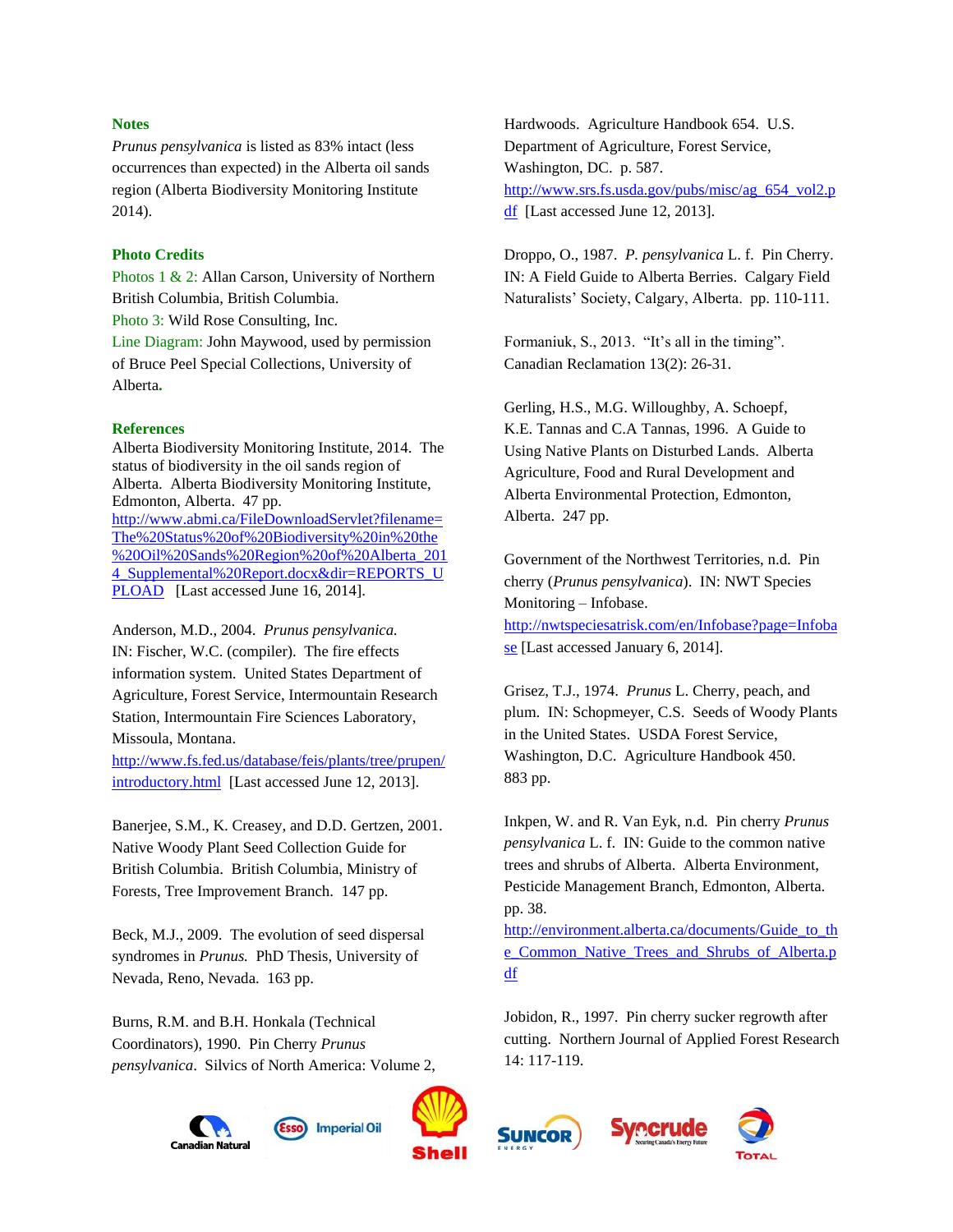### Notes

*Prunus pensylvanica* is listed as 83% intact (less occurrences than expected) in the Alberta oil sands region (Alberta Biodiversity Monitoring Institute 2014).

### Photo Credits

Photos 1 & 2: Allan Carson, University of Northern British Columbia, British Columbia.
Photo 3: Wild Rose Consulting, Inc.
Line Diagram: John Maywood, used by permission of Bruce Peel Special Collections, University of Alberta.

### References

Alberta Biodiversity Monitoring Institute, 2014. The status of biodiversity in the oil sands region of Alberta. Alberta Biodiversity Monitoring Institute, Edmonton, Alberta. 47 pp. http://www.abmi.ca/FileDownloadServlet?filename=The%20Status%20of%20Biodiversity%20in%20the%20Oil%20Sands%20Region%20of%20Alberta_2014_Supplemental%20Report.docx&dir=REPORTS_UPLOAD [Last accessed June 16, 2014].

Anderson, M.D., 2004. *Prunus pensylvanica.* IN: Fischer, W.C. (compiler). The fire effects information system. United States Department of Agriculture, Forest Service, Intermountain Research Station, Intermountain Fire Sciences Laboratory, Missoula, Montana. http://www.fs.fed.us/database/feis/plants/tree/prupen/introductory.html [Last accessed June 12, 2013].

Banerjee, S.M., K. Creasey, and D.D. Gertzen, 2001. Native Woody Plant Seed Collection Guide for British Columbia. British Columbia, Ministry of Forests, Tree Improvement Branch. 147 pp.

Beck, M.J., 2009. The evolution of seed dispersal syndromes in *Prunus.* PhD Thesis, University of Nevada, Reno, Nevada. 163 pp.

Burns, R.M. and B.H. Honkala (Technical Coordinators), 1990. Pin Cherry *Prunus pensylvanica*. Silvics of North America: Volume 2, Hardwoods. Agriculture Handbook 654. U.S. Department of Agriculture, Forest Service, Washington, DC. p. 587. http://www.srs.fs.usda.gov/pubs/misc/ag_654_vol2.pdf [Last accessed June 12, 2013].

Droppo, O., 1987. *P. pensylvanica* L. f. Pin Cherry. IN: A Field Guide to Alberta Berries. Calgary Field Naturalists' Society, Calgary, Alberta. pp. 110-111.

Formaniuk, S., 2013. "It's all in the timing". Canadian Reclamation 13(2): 26-31.

Gerling, H.S., M.G. Willoughby, A. Schoepf, K.E. Tannas and C.A Tannas, 1996. A Guide to Using Native Plants on Disturbed Lands. Alberta Agriculture, Food and Rural Development and Alberta Environmental Protection, Edmonton, Alberta. 247 pp.

Government of the Northwest Territories, n.d. Pin cherry (*Prunus pensylvanica*). IN: NWT Species Monitoring – Infobase. http://nwtspeciesatrisk.com/en/Infobase?page=Infobase [Last accessed January 6, 2014].

Grisez, T.J., 1974. *Prunus* L. Cherry, peach, and plum. IN: Schopmeyer, C.S. Seeds of Woody Plants in the United States. USDA Forest Service, Washington, D.C. Agriculture Handbook 450. 883 pp.

Inkpen, W. and R. Van Eyk, n.d. Pin cherry *Prunus pensylvanica* L. f. IN: Guide to the common native trees and shrubs of Alberta. Alberta Environment, Pesticide Management Branch, Edmonton, Alberta. pp. 38. http://environment.alberta.ca/documents/Guide_to_the_Common_Native_Trees_and_Shrubs_of_Alberta.pdf

Jobidon, R., 1997. Pin cherry sucker regrowth after cutting. Northern Journal of Applied Forest Research 14: 117-119.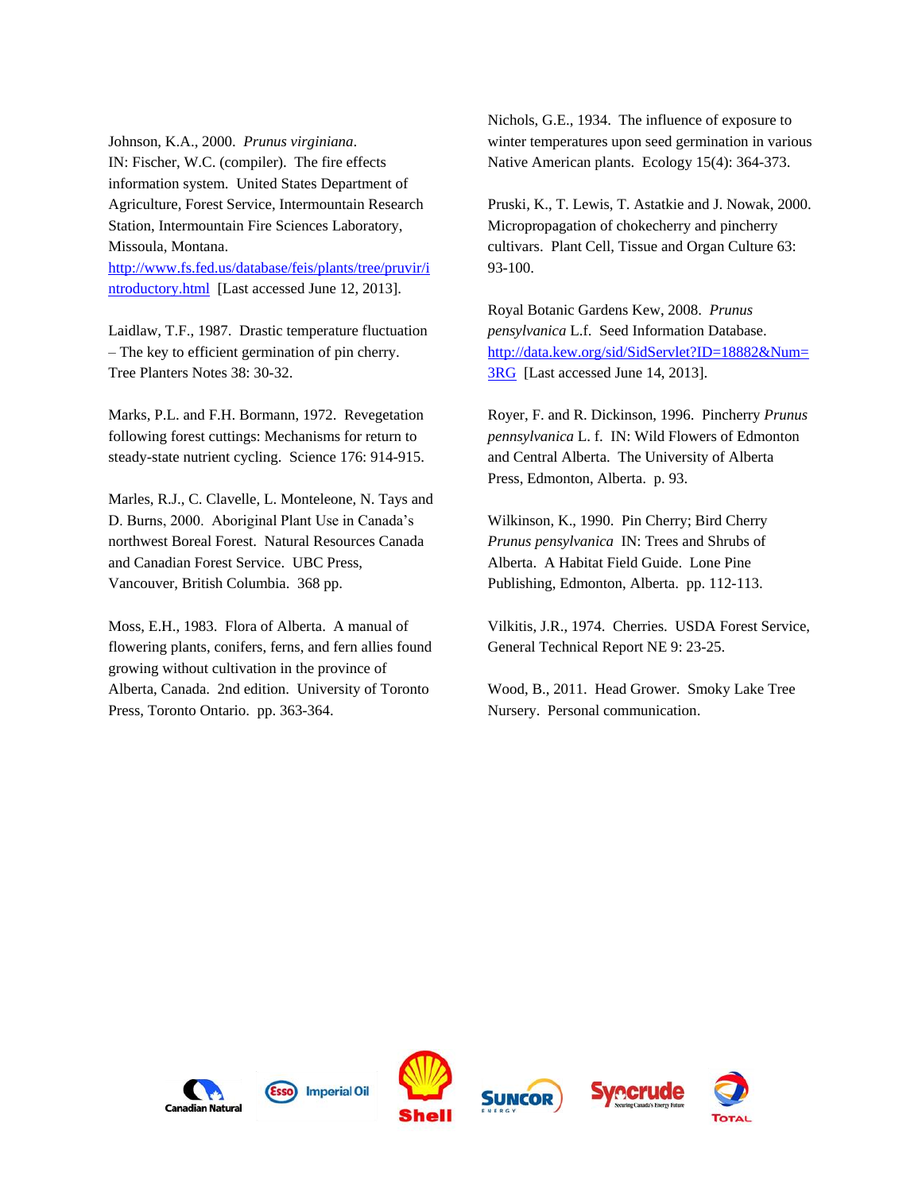Johnson, K.A., 2000. *Prunus virginiana*. IN: Fischer, W.C. (compiler). The fire effects information system. United States Department of Agriculture, Forest Service, Intermountain Research Station, Intermountain Fire Sciences Laboratory, Missoula, Montana. http://www.fs.fed.us/database/feis/plants/tree/pruvir/introductory.html [Last accessed June 12, 2013].

Laidlaw, T.F., 1987. Drastic temperature fluctuation – The key to efficient germination of pin cherry. Tree Planters Notes 38: 30-32.

Marks, P.L. and F.H. Bormann, 1972. Revegetation following forest cuttings: Mechanisms for return to steady-state nutrient cycling. Science 176: 914-915.

Marles, R.J., C. Clavelle, L. Monteleone, N. Tays and D. Burns, 2000. Aboriginal Plant Use in Canada's northwest Boreal Forest. Natural Resources Canada and Canadian Forest Service. UBC Press, Vancouver, British Columbia. 368 pp.

Moss, E.H., 1983. Flora of Alberta. A manual of flowering plants, conifers, ferns, and fern allies found growing without cultivation in the province of Alberta, Canada. 2nd edition. University of Toronto Press, Toronto Ontario. pp. 363-364.

Nichols, G.E., 1934. The influence of exposure to winter temperatures upon seed germination in various Native American plants. Ecology 15(4): 364-373.

Pruski, K., T. Lewis, T. Astatkie and J. Nowak, 2000. Micropropagation of chokecherry and pincherry cultivars. Plant Cell, Tissue and Organ Culture 63: 93-100.

Royal Botanic Gardens Kew, 2008. *Prunus pensylvanica* L.f. Seed Information Database. http://data.kew.org/sid/SidServlet?ID=18882&Num=3RG [Last accessed June 14, 2013].

Royer, F. and R. Dickinson, 1996. Pincherry *Prunus pennsylvanica* L. f. IN: Wild Flowers of Edmonton and Central Alberta. The University of Alberta Press, Edmonton, Alberta. p. 93.

Wilkinson, K., 1990. Pin Cherry; Bird Cherry *Prunus pensylvanica* IN: Trees and Shrubs of Alberta. A Habitat Field Guide. Lone Pine Publishing, Edmonton, Alberta. pp. 112-113.

Vilkitis, J.R., 1974. Cherries. USDA Forest Service, General Technical Report NE 9: 23-25.

Wood, B., 2011. Head Grower. Smoky Lake Tree Nursery. Personal communication.